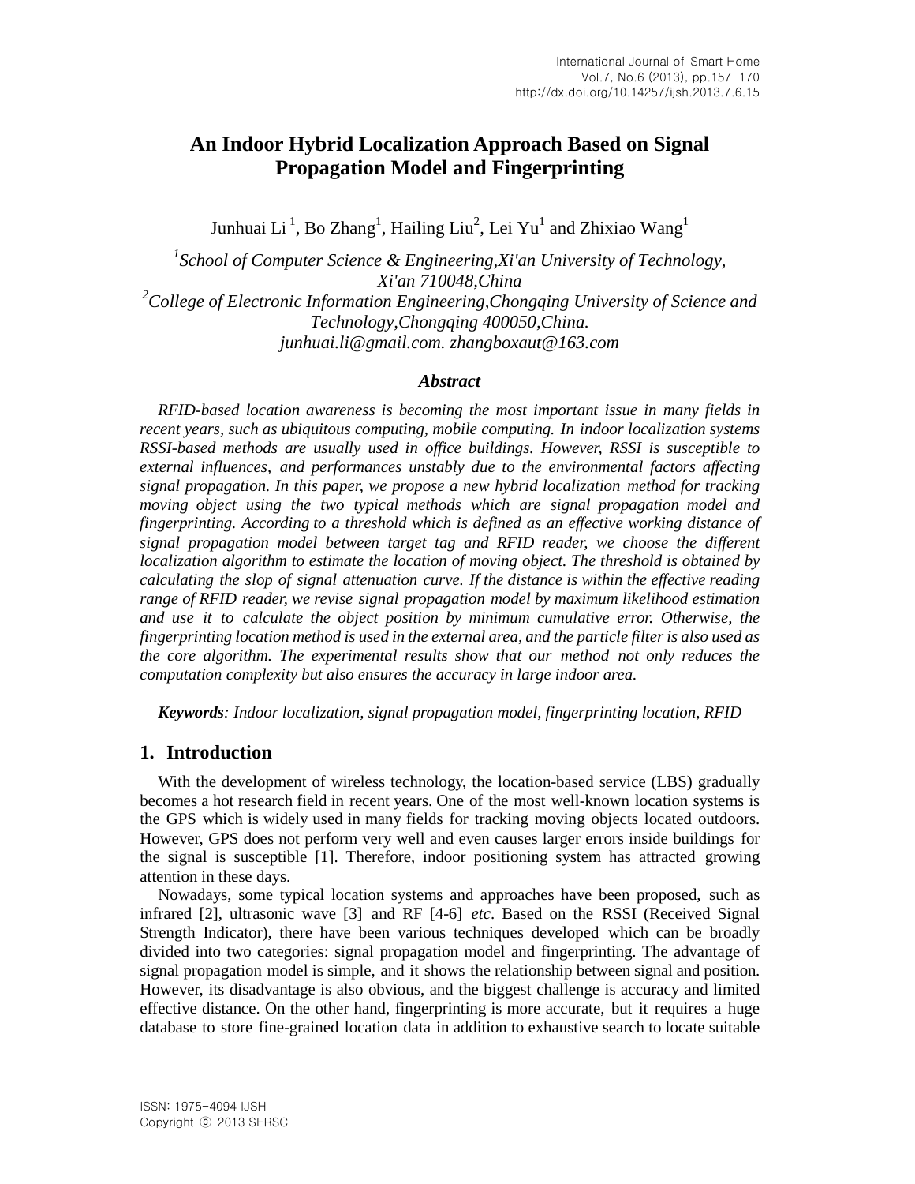# An Indoor Hybrid Localization Approach Based on Signal Propagation Model and Fingerprinting

Junhuai Li [1], Bo Zhang[1], Hailing Liu[2], Lei Yu[1] and Zhixiao Wang[1]

*[1]School of Computer Science & Engineering,Xi'an University of Technology, Xi'an 710048,China*
*[2]College of Electronic Information Engineering,Chongqing University of Science and Technology,Chongqing 400050,China.*
*junhuai.li@gmail.com. zhangboxaut@163.com*

### *Abstract*

*RFID-based location awareness is becoming the most important issue in many fields in recent years, such as ubiquitous computing, mobile computing. In indoor localization systems RSSI-based methods are usually used in office buildings. However, RSSI is susceptible to external influences, and performances unstably due to the environmental factors affecting signal propagation. In this paper, we propose a new hybrid localization method for tracking moving object using the two typical methods which are signal propagation model and fingerprinting. According to a threshold which is defined as an effective working distance of signal propagation model between target tag and RFID reader, we choose the different localization algorithm to estimate the location of moving object. The threshold is obtained by calculating the slop of signal attenuation curve. If the distance is within the effective reading range of RFID reader, we revise signal propagation model by maximum likelihood estimation and use it to calculate the object position by minimum cumulative error. Otherwise, the fingerprinting location method is used in the external area, and the particle filter is also used as the core algorithm. The experimental results show that our method not only reduces the computation complexity but also ensures the accuracy in large indoor area.*

***Keywords**: Indoor localization, signal propagation model, fingerprinting location, RFID*

## 1. Introduction

With the development of wireless technology, the location-based service (LBS) gradually becomes a hot research field in recent years. One of the most well-known location systems is the GPS which is widely used in many fields for tracking moving objects located outdoors. However, GPS does not perform very well and even causes larger errors inside buildings for the signal is susceptible [1]. Therefore, indoor positioning system has attracted growing attention in these days.

Nowadays, some typical location systems and approaches have been proposed, such as infrared [2], ultrasonic wave [3] and RF [4-6] *etc*. Based on the RSSI (Received Signal Strength Indicator), there have been various techniques developed which can be broadly divided into two categories: signal propagation model and fingerprinting. The advantage of signal propagation model is simple, and it shows the relationship between signal and position. However, its disadvantage is also obvious, and the biggest challenge is accuracy and limited effective distance. On the other hand, fingerprinting is more accurate, but it requires a huge database to store fine-grained location data in addition to exhaustive search to locate suitable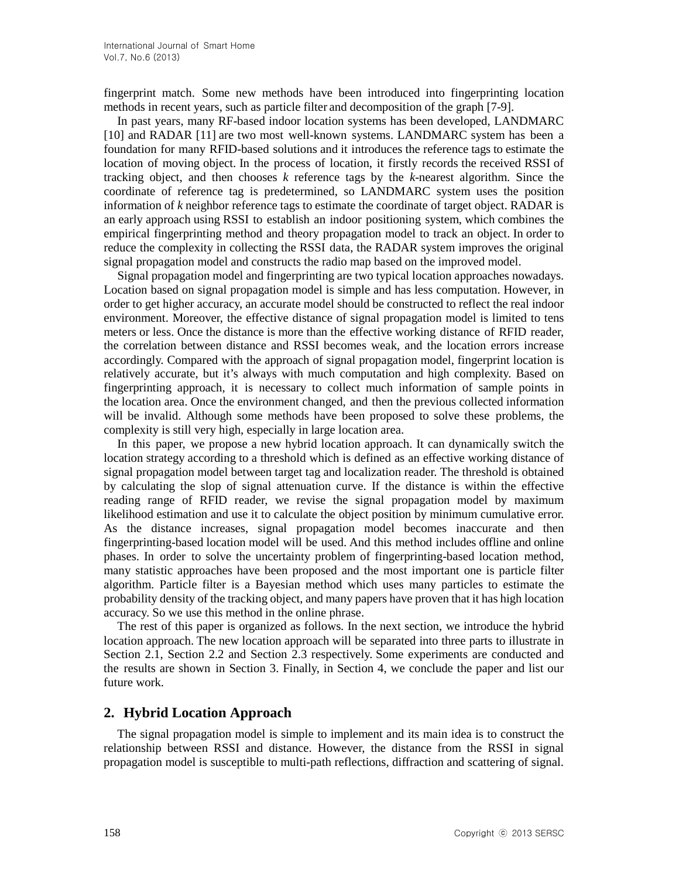fingerprint match. Some new methods have been introduced into fingerprinting location methods in recent years, such as particle filter and decomposition of the graph [7-9].

In past years, many RF-based indoor location systems has been developed, LANDMARC [10] and RADAR [11] are two most well-known systems. LANDMARC system has been a foundation for many RFID-based solutions and it introduces the reference tags to estimate the location of moving object. In the process of location, it firstly records the received RSSI of tracking object, and then chooses *k* reference tags by the *k*-nearest algorithm. Since the coordinate of reference tag is predetermined, so LANDMARC system uses the position information of *k* neighbor reference tags to estimate the coordinate of target object. RADAR is an early approach using RSSI to establish an indoor positioning system, which combines the empirical fingerprinting method and theory propagation model to track an object. In order to reduce the complexity in collecting the RSSI data, the RADAR system improves the original signal propagation model and constructs the radio map based on the improved model.

Signal propagation model and fingerprinting are two typical location approaches nowadays. Location based on signal propagation model is simple and has less computation. However, in order to get higher accuracy, an accurate model should be constructed to reflect the real indoor environment. Moreover, the effective distance of signal propagation model is limited to tens meters or less. Once the distance is more than the effective working distance of RFID reader, the correlation between distance and RSSI becomes weak, and the location errors increase accordingly. Compared with the approach of signal propagation model, fingerprint location is relatively accurate, but it's always with much computation and high complexity. Based on fingerprinting approach, it is necessary to collect much information of sample points in the location area. Once the environment changed, and then the previous collected information will be invalid. Although some methods have been proposed to solve these problems, the complexity is still very high, especially in large location area.

In this paper, we propose a new hybrid location approach. It can dynamically switch the location strategy according to a threshold which is defined as an effective working distance of signal propagation model between target tag and localization reader. The threshold is obtained by calculating the slop of signal attenuation curve. If the distance is within the effective reading range of RFID reader, we revise the signal propagation model by maximum likelihood estimation and use it to calculate the object position by minimum cumulative error. As the distance increases, signal propagation model becomes inaccurate and then fingerprinting-based location model will be used. And this method includes offline and online phases. In order to solve the uncertainty problem of fingerprinting-based location method, many statistic approaches have been proposed and the most important one is particle filter algorithm. Particle filter is a Bayesian method which uses many particles to estimate the probability density of the tracking object, and many papers have proven that it has high location accuracy. So we use this method in the online phrase.

The rest of this paper is organized as follows. In the next section, we introduce the hybrid location approach. The new location approach will be separated into three parts to illustrate in Section 2.1, Section 2.2 and Section 2.3 respectively. Some experiments are conducted and the results are shown in Section 3. Finally, in Section 4, we conclude the paper and list our future work.

## 2. Hybrid Location Approach

The signal propagation model is simple to implement and its main idea is to construct the relationship between RSSI and distance. However, the distance from the RSSI in signal propagation model is susceptible to multi-path reflections, diffraction and scattering of signal.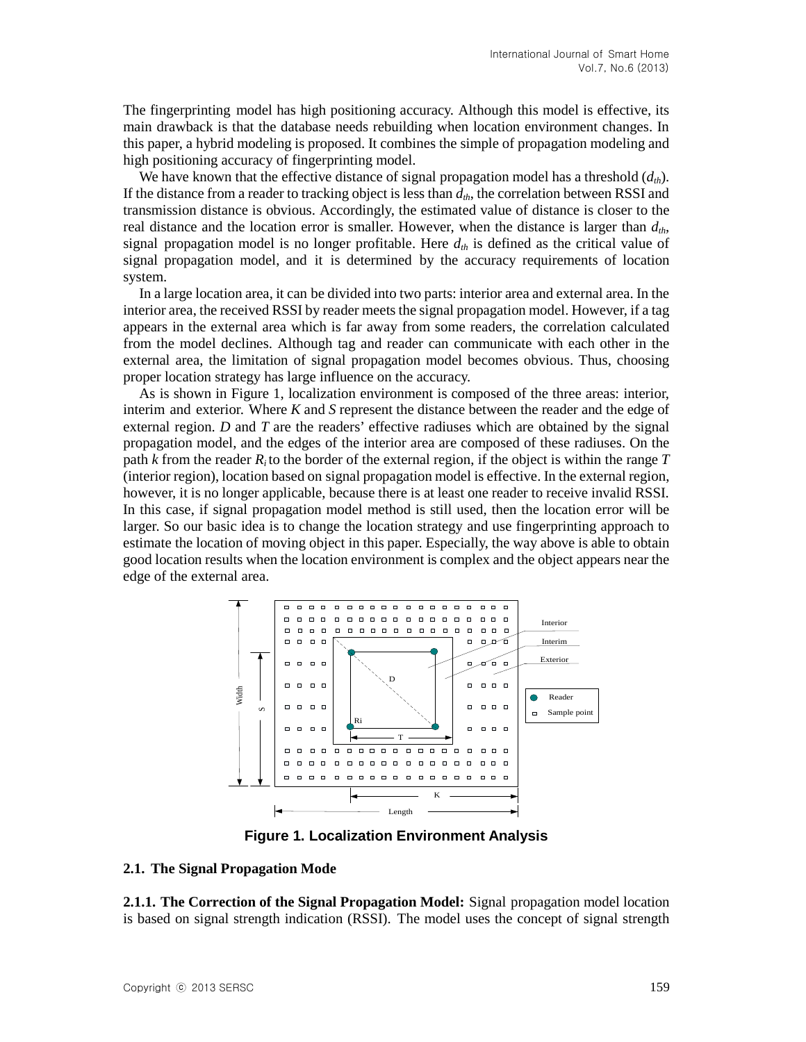The fingerprinting model has high positioning accuracy. Although this model is effective, its main drawback is that the database needs rebuilding when location environment changes. In this paper, a hybrid modeling is proposed. It combines the simple of propagation modeling and high positioning accuracy of fingerprinting model.

We have known that the effective distance of signal propagation model has a threshold ($d_{th}$). If the distance from a reader to tracking object is less than $d_{th}$, the correlation between RSSI and transmission distance is obvious. Accordingly, the estimated value of distance is closer to the real distance and the location error is smaller. However, when the distance is larger than $d_{th}$, signal propagation model is no longer profitable. Here $d_{th}$ is defined as the critical value of signal propagation model, and it is determined by the accuracy requirements of location system.

In a large location area, it can be divided into two parts: interior area and external area. In the interior area, the received RSSI by reader meets the signal propagation model. However, if a tag appears in the external area which is far away from some readers, the correlation calculated from the model declines. Although tag and reader can communicate with each other in the external area, the limitation of signal propagation model becomes obvious. Thus, choosing proper location strategy has large influence on the accuracy.

As is shown in Figure 1, localization environment is composed of the three areas: interior, interim and exterior. Where *K* and *S* represent the distance between the reader and the edge of external region. *D* and *T* are the readers' effective radiuses which are obtained by the signal propagation model, and the edges of the interior area are composed of these radiuses. On the path *k* from the reader $R_i$ to the border of the external region, if the object is within the range *T* (interior region), location based on signal propagation model is effective. In the external region, however, it is no longer applicable, because there is at least one reader to receive invalid RSSI. In this case, if signal propagation model method is still used, then the location error will be larger. So our basic idea is to change the location strategy and use fingerprinting approach to estimate the location of moving object in this paper. Especially, the way above is able to obtain good location results when the location environment is complex and the object appears near the edge of the external area.

**Figure 1. Localization Environment Analysis**

### 2.1. The Signal Propagation Mode

**2.1.1. The Correction of the Signal Propagation Model:** Signal propagation model location is based on signal strength indication (RSSI). The model uses the concept of signal strength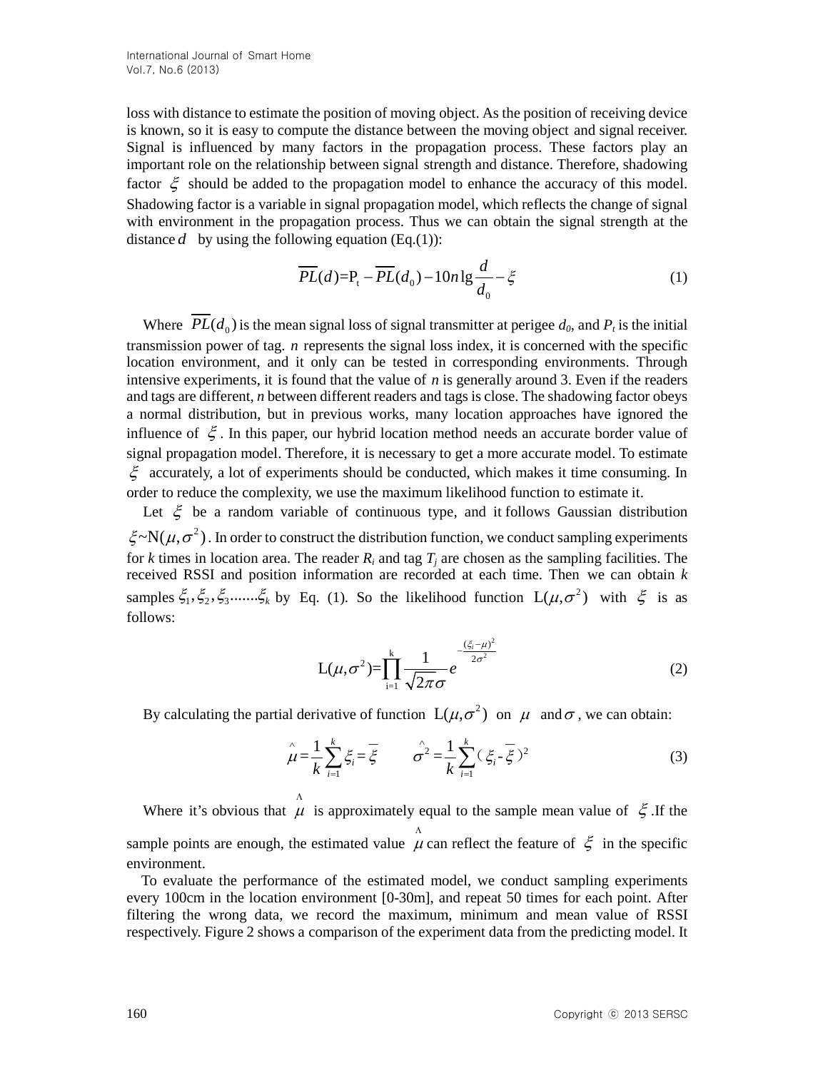loss with distance to estimate the position of moving object. As the position of receiving device is known, so it is easy to compute the distance between the moving object and signal receiver. Signal is influenced by many factors in the propagation process. These factors play an important role on the relationship between signal strength and distance. Therefore, shadowing factor $\xi$ should be added to the propagation model to enhance the accuracy of this model. Shadowing factor is a variable in signal propagation model, which reflects the change of signal with environment in the propagation process. Thus we can obtain the signal strength at the distance $d$ by using the following equation (Eq.(1)):

$$\overline{PL}(d) = \mathrm{P_t} - \overline{PL}(d_0) - 10n \lg \frac{d}{d_0} - \xi \tag{1}$$

Where $\overline{PL}(d_0)$ is the mean signal loss of signal transmitter at perigee $d_0$, and $P_t$ is the initial transmission power of tag. $n$ represents the signal loss index, it is concerned with the specific location environment, and it only can be tested in corresponding environments. Through intensive experiments, it is found that the value of $n$ is generally around 3. Even if the readers and tags are different, $n$ between different readers and tags is close. The shadowing factor obeys a normal distribution, but in previous works, many location approaches have ignored the influence of $\xi$. In this paper, our hybrid location method needs an accurate border value of signal propagation model. Therefore, it is necessary to get a more accurate model. To estimate $\xi$ accurately, a lot of experiments should be conducted, which makes it time consuming. In order to reduce the complexity, we use the maximum likelihood function to estimate it.

Let $\xi$ be a random variable of continuous type, and it follows Gaussian distribution $\xi \sim \mathrm{N}(\mu, \sigma^2)$. In order to construct the distribution function, we conduct sampling experiments for $k$ times in location area. The reader $R_i$ and tag $T_j$ are chosen as the sampling facilities. The received RSSI and position information are recorded at each time. Then we can obtain $k$ samples $\xi_1, \xi_2, \xi_3 \ldots\ldots \xi_k$ by Eq. (1). So the likelihood function $\mathrm{L}(\mu, \sigma^2)$ with $\xi$ is as follows:

$$\mathrm{L}(\mu, \sigma^2) = \prod_{\mathrm{i}=1}^{\mathrm{k}} \frac{1}{\sqrt{2\pi}\sigma} e^{-\frac{(\xi_i - \mu)^2}{2\sigma^2}} \tag{2}$$

By calculating the partial derivative of function $\mathrm{L}(\mu, \sigma^2)$ on $\mu$ and $\sigma$, we can obtain:

$$\hat{\mu} = \frac{1}{k}\sum_{i=1}^{k} \xi_i = \overline{\xi} \qquad \hat{\sigma}^2 = \frac{1}{k}\sum_{i=1}^{k} (\xi_i - \overline{\xi})^2 \tag{3}$$

Where it's obvious that $\hat{\mu}$ is approximately equal to the sample mean value of $\xi$. If the sample points are enough, the estimated value $\hat{\mu}$ can reflect the feature of $\xi$ in the specific environment.

To evaluate the performance of the estimated model, we conduct sampling experiments every 100cm in the location environment [0-30m], and repeat 50 times for each point. After filtering the wrong data, we record the maximum, minimum and mean value of RSSI respectively. Figure 2 shows a comparison of the experiment data from the predicting model. It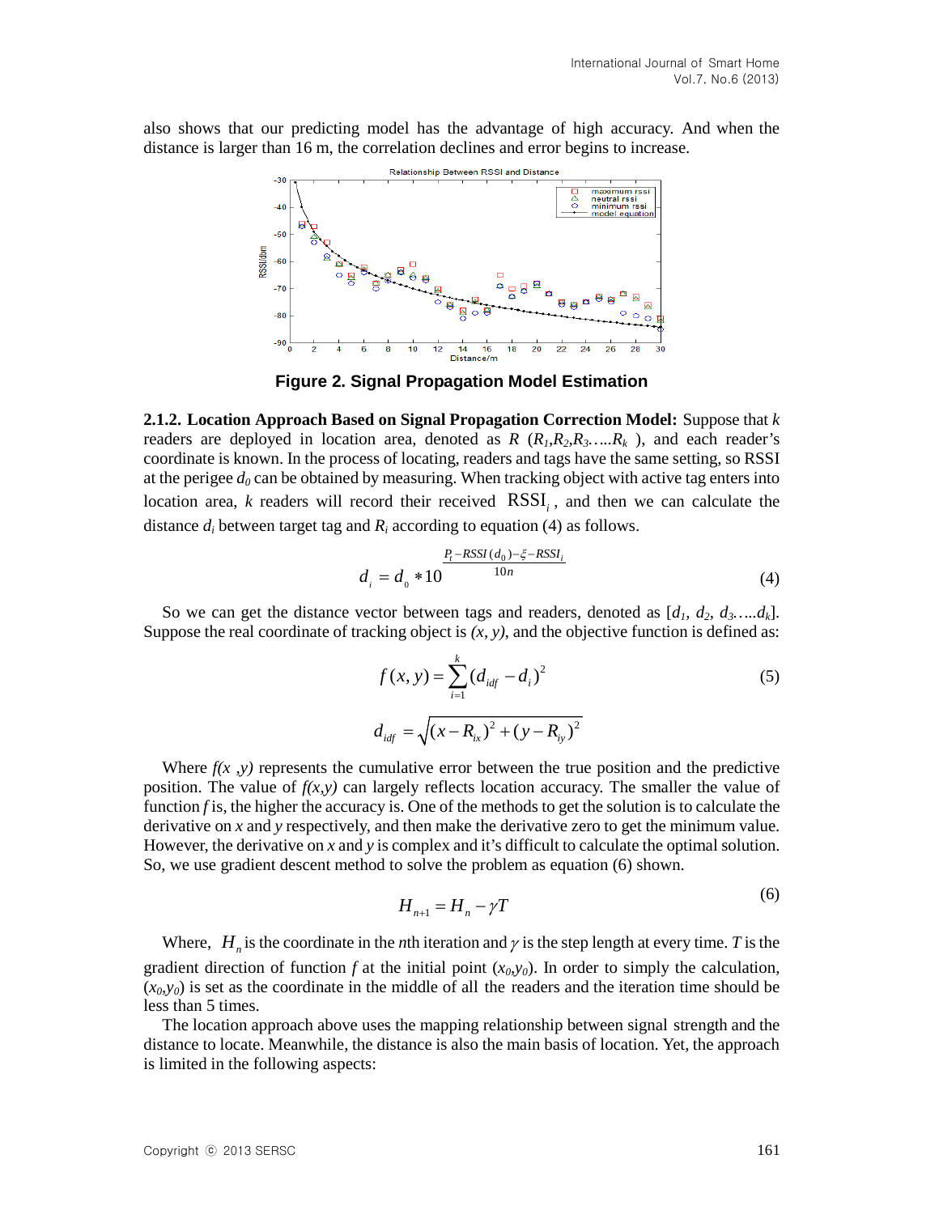also shows that our predicting model has the advantage of high accuracy. And when the distance is larger than 16 m, the correlation declines and error begins to increase.

**Figure 2. Signal Propagation Model Estimation**

**2.1.2. Location Approach Based on Signal Propagation Correction Model:** Suppose that $k$ readers are deployed in location area, denoted as $R$ ($R_1, R_2, R_3 \ldots R_k$ ), and each reader's coordinate is known. In the process of locating, readers and tags have the same setting, so RSSI at the perigee $d_0$ can be obtained by measuring. When tracking object with active tag enters into location area, $k$ readers will record their received $\mathrm{RSSI}_i$, and then we can calculate the distance $d_i$ between target tag and $R_i$ according to equation (4) as follows.

$$d_i = d_0 * 10^{\frac{P_t - RSSI(d_0) - \xi - RSSI_i}{10n}} \tag{4}$$

So we can get the distance vector between tags and readers, denoted as [$d_1$, $d_2$, $d_3 \ldots d_k$]. Suppose the real coordinate of tracking object is *(x, y)*, and the objective function is defined as:

$$f(x, y) = \sum_{i=1}^{k} (d_{idf} - d_i)^2 \tag{5}$$

$$d_{idf} = \sqrt{(x - R_{ix})^2 + (y - R_{iy})^2}$$

Where $f(x ,y)$ represents the cumulative error between the true position and the predictive position. The value of $f(x,y)$ can largely reflects location accuracy. The smaller the value of function $f$ is, the higher the accuracy is. One of the methods to get the solution is to calculate the derivative on $x$ and $y$ respectively, and then make the derivative zero to get the minimum value. However, the derivative on $x$ and $y$ is complex and it's difficult to calculate the optimal solution. So, we use gradient descent method to solve the problem as equation (6) shown.

$$H_{n+1} = H_n - \gamma T \tag{6}$$

Where, $H_n$ is the coordinate in the $n$th iteration and $\gamma$ is the step length at every time. $T$ is the gradient direction of function $f$ at the initial point ($x_0$,$y_0$). In order to simply the calculation, ($x_0$,$y_0$) is set as the coordinate in the middle of all the readers and the iteration time should be less than 5 times.

The location approach above uses the mapping relationship between signal strength and the distance to locate. Meanwhile, the distance is also the main basis of location. Yet, the approach is limited in the following aspects: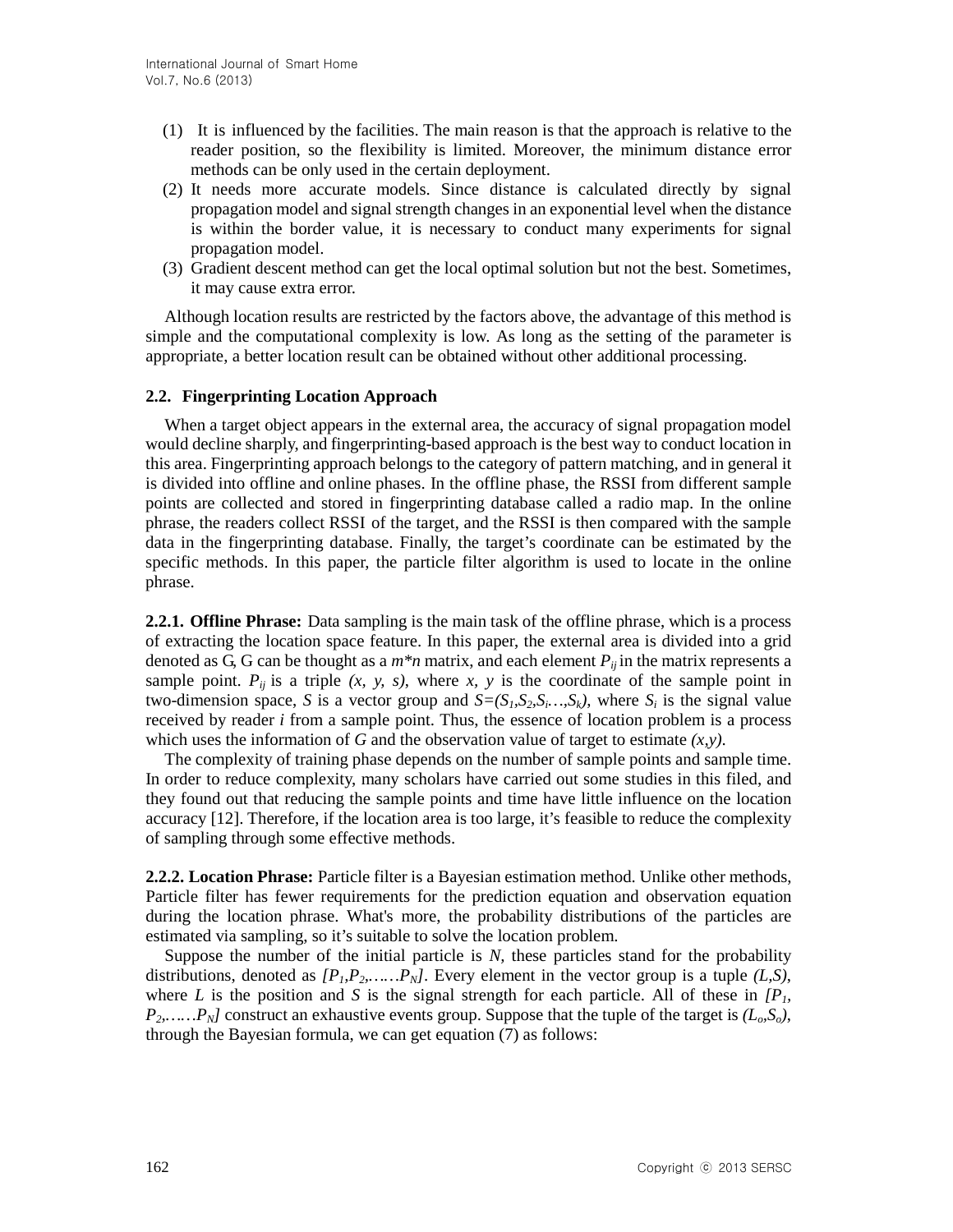(1) It is influenced by the facilities. The main reason is that the approach is relative to the reader position, so the flexibility is limited. Moreover, the minimum distance error methods can be only used in the certain deployment.

(2) It needs more accurate models. Since distance is calculated directly by signal propagation model and signal strength changes in an exponential level when the distance is within the border value, it is necessary to conduct many experiments for signal propagation model.

(3) Gradient descent method can get the local optimal solution but not the best. Sometimes, it may cause extra error.

Although location results are restricted by the factors above, the advantage of this method is simple and the computational complexity is low. As long as the setting of the parameter is appropriate, a better location result can be obtained without other additional processing.

### 2.2. Fingerprinting Location Approach

When a target object appears in the external area, the accuracy of signal propagation model would decline sharply, and fingerprinting-based approach is the best way to conduct location in this area. Fingerprinting approach belongs to the category of pattern matching, and in general it is divided into offline and online phases. In the offline phase, the RSSI from different sample points are collected and stored in fingerprinting database called a radio map. In the online phrase, the readers collect RSSI of the target, and the RSSI is then compared with the sample data in the fingerprinting database. Finally, the target's coordinate can be estimated by the specific methods. In this paper, the particle filter algorithm is used to locate in the online phrase.

**2.2.1. Offline Phrase:** Data sampling is the main task of the offline phrase, which is a process of extracting the location space feature. In this paper, the external area is divided into a grid denoted as G, G can be thought as a $m*n$ matrix, and each element $P_{ij}$ in the matrix represents a sample point. $P_{ij}$ is a triple $(x, y, s)$, where $x$, $y$ is the coordinate of the sample point in two-dimension space, $S$ is a vector group and $S=(S_1,S_2,S_i\ldots,S_k)$, where $S_i$ is the signal value received by reader $i$ from a sample point. Thus, the essence of location problem is a process which uses the information of $G$ and the observation value of target to estimate $(x,y)$.

The complexity of training phase depends on the number of sample points and sample time. In order to reduce complexity, many scholars have carried out some studies in this filed, and they found out that reducing the sample points and time have little influence on the location accuracy [12]. Therefore, if the location area is too large, it's feasible to reduce the complexity of sampling through some effective methods.

**2.2.2. Location Phrase:** Particle filter is a Bayesian estimation method. Unlike other methods, Particle filter has fewer requirements for the prediction equation and observation equation during the location phrase. What's more, the probability distributions of the particles are estimated via sampling, so it's suitable to solve the location problem.

Suppose the number of the initial particle is $N$, these particles stand for the probability distributions, denoted as $[P_1,P_2,\ldots\ldots P_N]$. Every element in the vector group is a tuple $(L,S)$, where $L$ is the position and $S$ is the signal strength for each particle. All of these in $[P_1, P_2,\ldots\ldots P_N]$ construct an exhaustive events group. Suppose that the tuple of the target is $(L_o,S_o)$, through the Bayesian formula, we can get equation (7) as follows: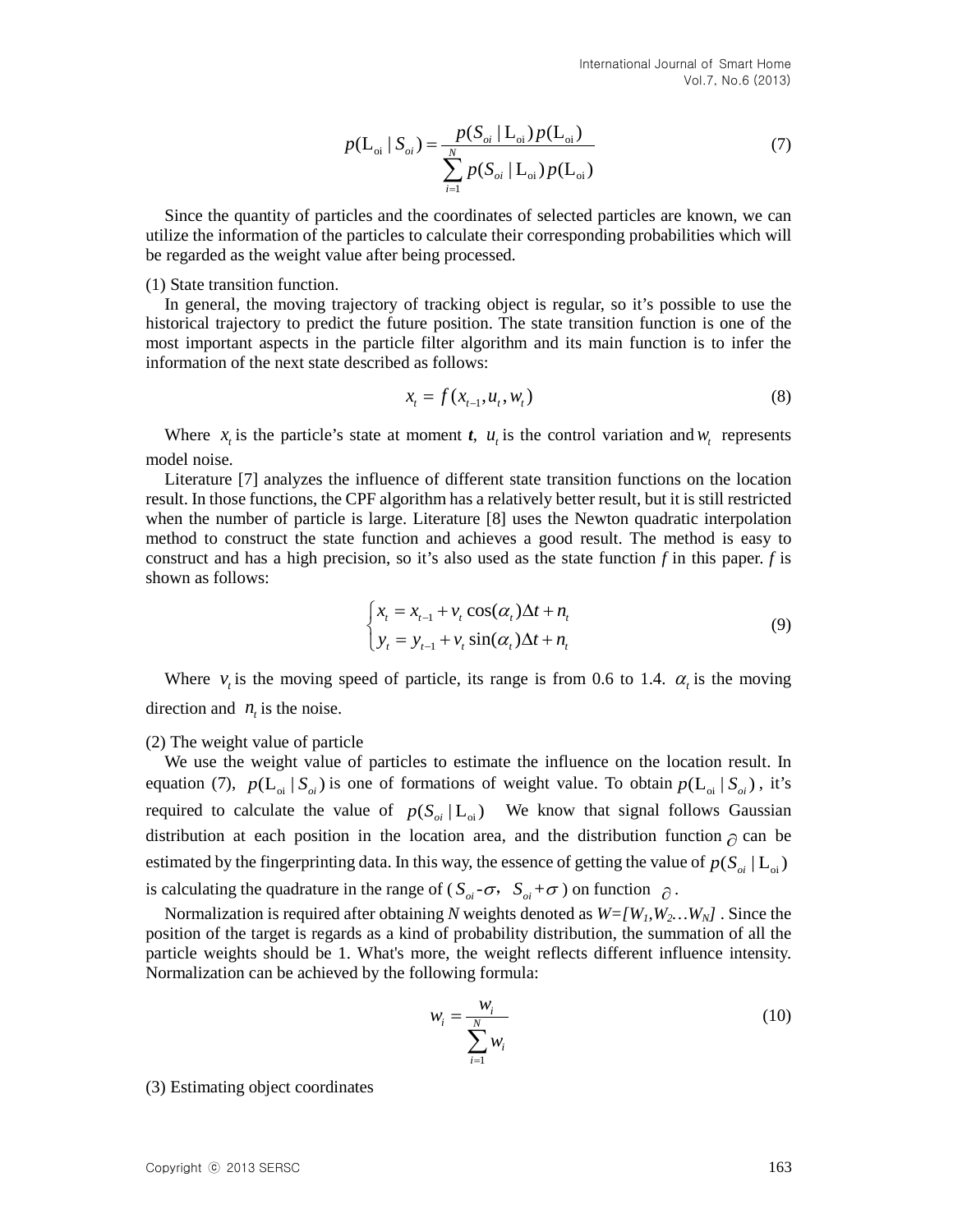$$p(\mathrm{L_{oi}} \mid S_{oi}) = \frac{p(S_{oi} \mid \mathrm{L_{oi}})\, p(\mathrm{L_{oi}})}{\sum_{i=1}^{N} p(S_{oi} \mid \mathrm{L_{oi}})\, p(\mathrm{L_{oi}})} \tag{7}$$

Since the quantity of particles and the coordinates of selected particles are known, we can utilize the information of the particles to calculate their corresponding probabilities which will be regarded as the weight value after being processed.

(1) State transition function.

In general, the moving trajectory of tracking object is regular, so it's possible to use the historical trajectory to predict the future position. The state transition function is one of the most important aspects in the particle filter algorithm and its main function is to infer the information of the next state described as follows:

$$x_t = f(x_{t-1}, u_t, w_t) \tag{8}$$

Where $x_t$ is the particle's state at moment ***t***, $u_t$ is the control variation and $w_t$ represents model noise.

Literature [7] analyzes the influence of different state transition functions on the location result. In those functions, the CPF algorithm has a relatively better result, but it is still restricted when the number of particle is large. Literature [8] uses the Newton quadratic interpolation method to construct the state function and achieves a good result. The method is easy to construct and has a high precision, so it's also used as the state function *f* in this paper. *f* is shown as follows:

$$\begin{cases} x_t = x_{t-1} + v_t \cos(\alpha_t)\Delta t + n_t \\ y_t = y_{t-1} + v_t \sin(\alpha_t)\Delta t + n_t \end{cases} \tag{9}$$

Where $v_t$ is the moving speed of particle, its range is from 0.6 to 1.4. $\alpha_t$ is the moving direction and $n_t$ is the noise.

(2) The weight value of particle

We use the weight value of particles to estimate the influence on the location result. In equation (7), $p(\mathrm{L_{oi}} \mid S_{oi})$ is one of formations of weight value. To obtain $p(\mathrm{L_{oi}} \mid S_{oi})$, it's required to calculate the value of $p(S_{oi} \mid \mathrm{L_{oi}})$ We know that signal follows Gaussian distribution at each position in the location area, and the distribution function $\partial$ can be estimated by the fingerprinting data. In this way, the essence of getting the value of $p(S_{oi} \mid \mathrm{L_{oi}})$ is calculating the quadrature in the range of ($S_{oi}$-$\sigma$, $S_{oi}$+$\sigma$) on function $\partial$.

Normalization is required after obtaining *N* weights denoted as *W=[W1,W2…WN]* . Since the position of the target is regards as a kind of probability distribution, the summation of all the particle weights should be 1. What's more, the weight reflects different influence intensity. Normalization can be achieved by the following formula:

$$w_i = \frac{w_i}{\sum_{i=1}^{N} w_i} \tag{10}$$

(3) Estimating object coordinates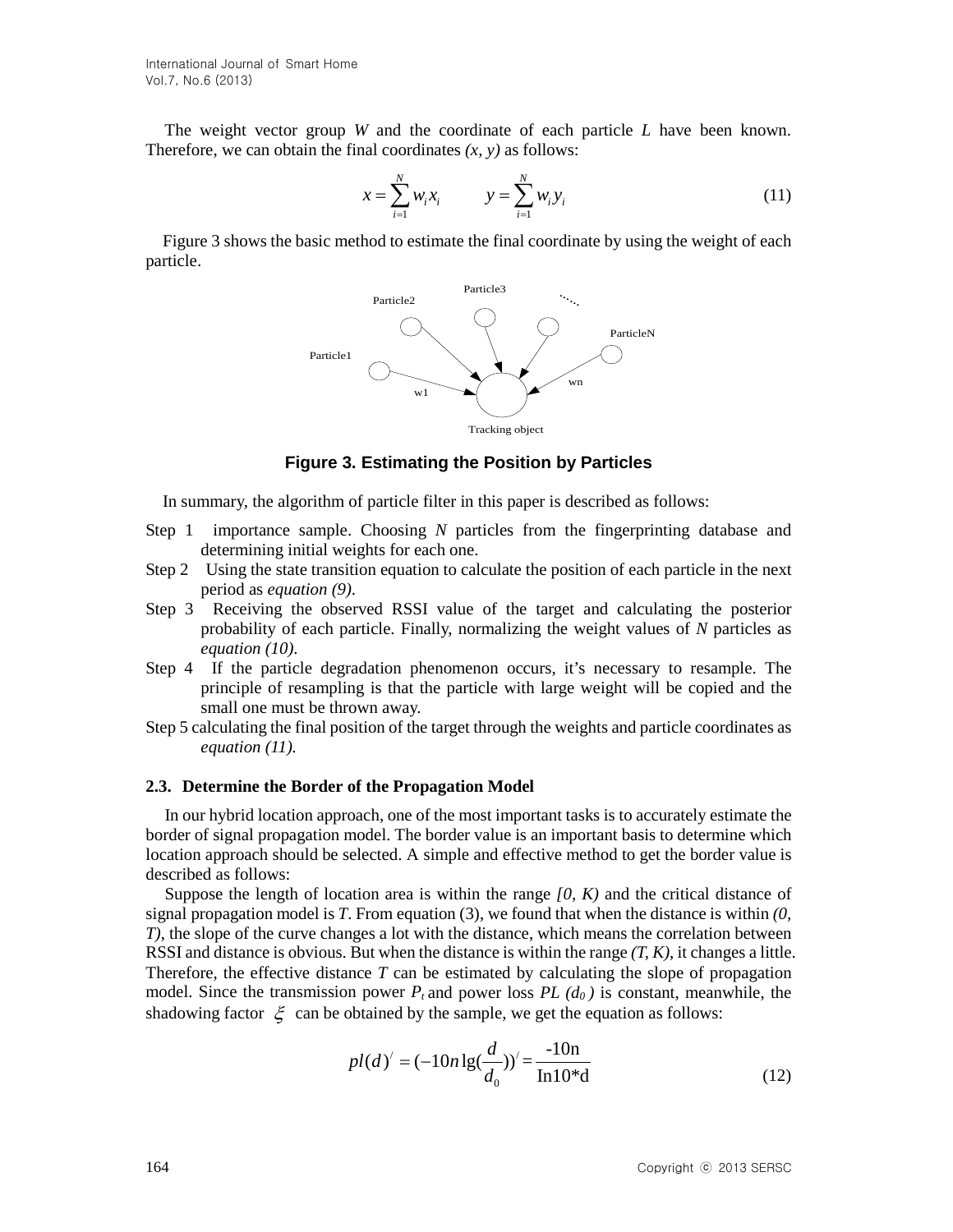The weight vector group *W* and the coordinate of each particle *L* have been known. Therefore, we can obtain the final coordinates *(x, y)* as follows:

$$x = \sum_{i=1}^{N} w_i x_i \qquad y = \sum_{i=1}^{N} w_i y_i \tag{11}$$

Figure 3 shows the basic method to estimate the final coordinate by using the weight of each particle.

**Figure 3. Estimating the Position by Particles**

In summary, the algorithm of particle filter in this paper is described as follows:

Step 1 importance sample. Choosing *N* particles from the fingerprinting database and determining initial weights for each one.

Step 2 Using the state transition equation to calculate the position of each particle in the next period as *equation (9)*.

Step 3 Receiving the observed RSSI value of the target and calculating the posterior probability of each particle. Finally, normalizing the weight values of *N* particles as *equation (10)*.

Step 4 If the particle degradation phenomenon occurs, it's necessary to resample. The principle of resampling is that the particle with large weight will be copied and the small one must be thrown away.

Step 5 calculating the final position of the target through the weights and particle coordinates as *equation (11).*

### 2.3. Determine the Border of the Propagation Model

In our hybrid location approach, one of the most important tasks is to accurately estimate the border of signal propagation model. The border value is an important basis to determine which location approach should be selected. A simple and effective method to get the border value is described as follows:

Suppose the length of location area is within the range *[0, K)* and the critical distance of signal propagation model is *T*. From equation (3), we found that when the distance is within *(0, T)*, the slope of the curve changes a lot with the distance, which means the correlation between RSSI and distance is obvious. But when the distance is within the range *(T, K)*, it changes a little. Therefore, the effective distance *T* can be estimated by calculating the slope of propagation model. Since the transmission power $P_t$ and power loss $PL\ (d_0)$ is constant, meanwhile, the shadowing factor $\xi$ can be obtained by the sample, we get the equation as follows:

$$pl(d)' = (-10n\lg(\frac{d}{d_0}))' = \frac{-10n}{\text{In}10*\text{d}} \tag{12}$$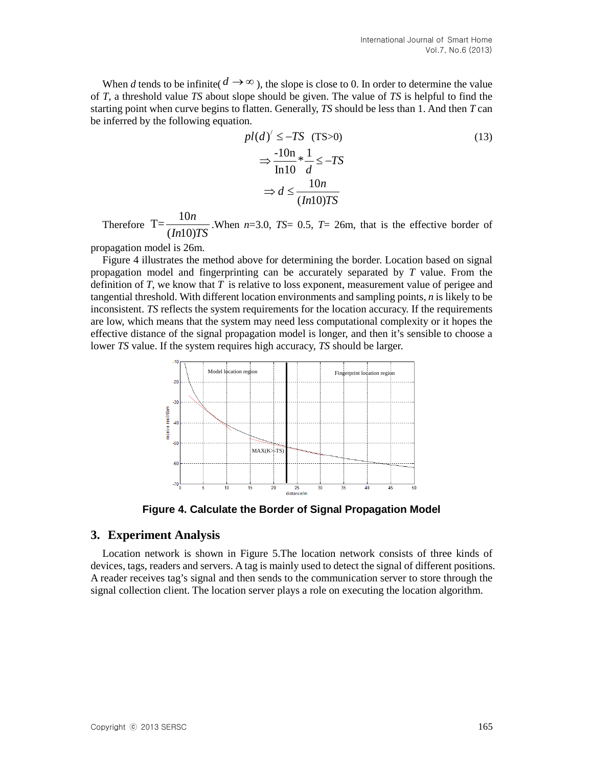When $d$ tends to be infinite( $d \to \infty$ ), the slope is close to 0. In order to determine the value of $T$, a threshold value $TS$ about slope should be given. The value of $TS$ is helpful to find the starting point when curve begins to flatten. Generally, $TS$ should be less than 1. And then $T$ can be inferred by the following equation.

$$
\begin{aligned}
& pl(d)' \leq -TS \quad (\text{TS}>0) \\
& \Rightarrow \frac{-10\text{n}}{\text{In}10} * \frac{1}{d} \leq -TS \\
& \Rightarrow d \leq \frac{10n}{(In10)TS}
\end{aligned}
\tag{13}
$$

Therefore $\text{T}=\frac{10n}{(In10)TS}$ .When $n$=3.0, $TS$= 0.5, $T$= 26m, that is the effective border of propagation model is 26m.

Figure 4 illustrates the method above for determining the border. Location based on signal propagation model and fingerprinting can be accurately separated by $T$ value. From the definition of $T$, we know that $T$ is relative to loss exponent, measurement value of perigee and tangential threshold. With different location environments and sampling points, $n$ is likely to be inconsistent. $TS$ reflects the system requirements for the location accuracy. If the requirements are low, which means that the system may need less computational complexity or it hopes the effective distance of the signal propagation model is longer, and then it's sensible to choose a lower $TS$ value. If the system requires high accuracy, $TS$ should be larger.

**Figure 4. Calculate the Border of Signal Propagation Model**

## 3. Experiment Analysis

Location network is shown in Figure 5.The location network consists of three kinds of devices, tags, readers and servers. A tag is mainly used to detect the signal of different positions. A reader receives tag's signal and then sends to the communication server to store through the signal collection client. The location server plays a role on executing the location algorithm.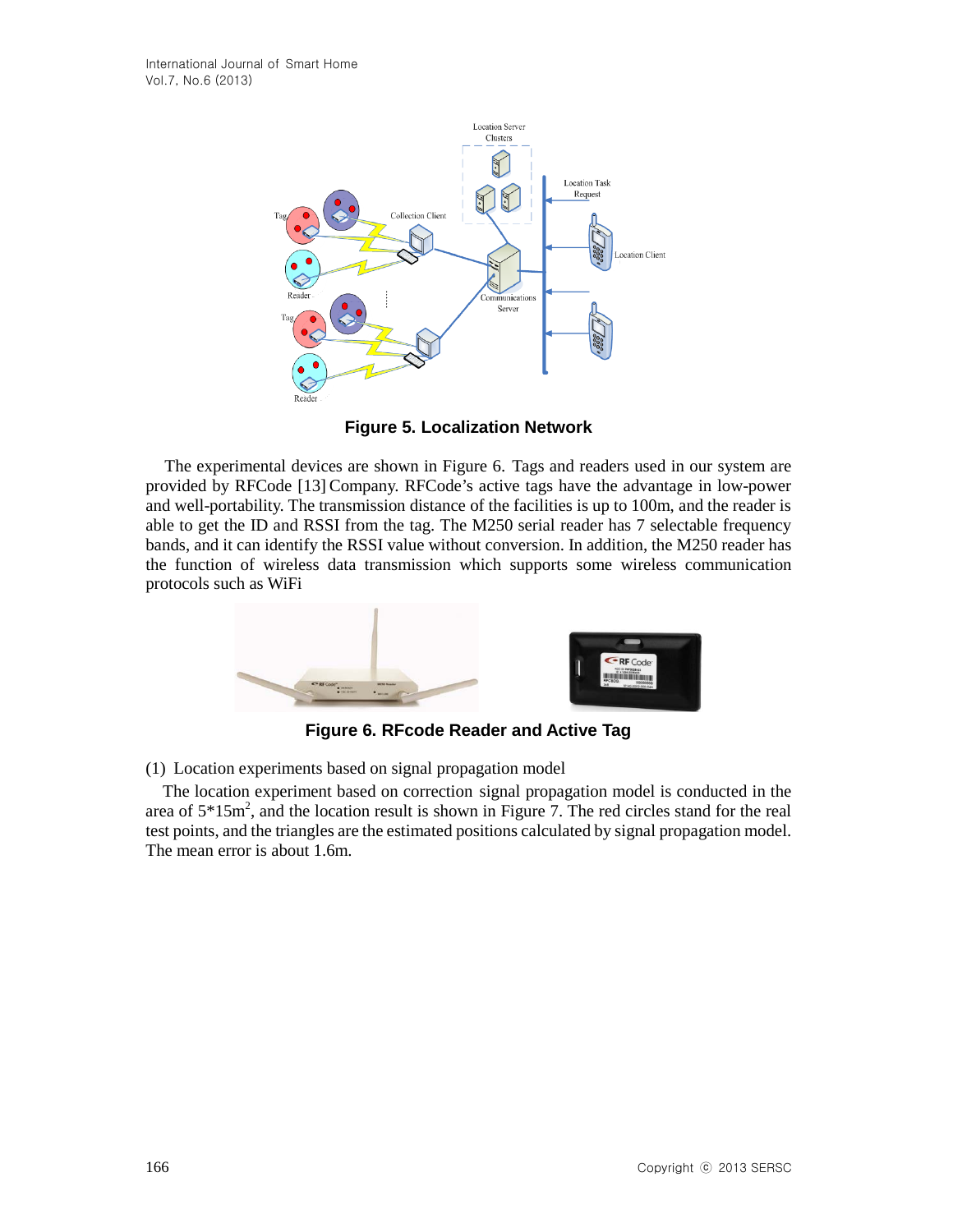**Figure 5. Localization Network**

The experimental devices are shown in Figure 6. Tags and readers used in our system are provided by RFCode [13] Company. RFCode's active tags have the advantage in low-power and well-portability. The transmission distance of the facilities is up to 100m, and the reader is able to get the ID and RSSI from the tag. The M250 serial reader has 7 selectable frequency bands, and it can identify the RSSI value without conversion. In addition, the M250 reader has the function of wireless data transmission which supports some wireless communication protocols such as WiFi

**Figure 6. RFcode Reader and Active Tag**

(1) Location experiments based on signal propagation model

The location experiment based on correction signal propagation model is conducted in the area of 5*15m$^2$, and the location result is shown in Figure 7. The red circles stand for the real test points, and the triangles are the estimated positions calculated by signal propagation model. The mean error is about 1.6m.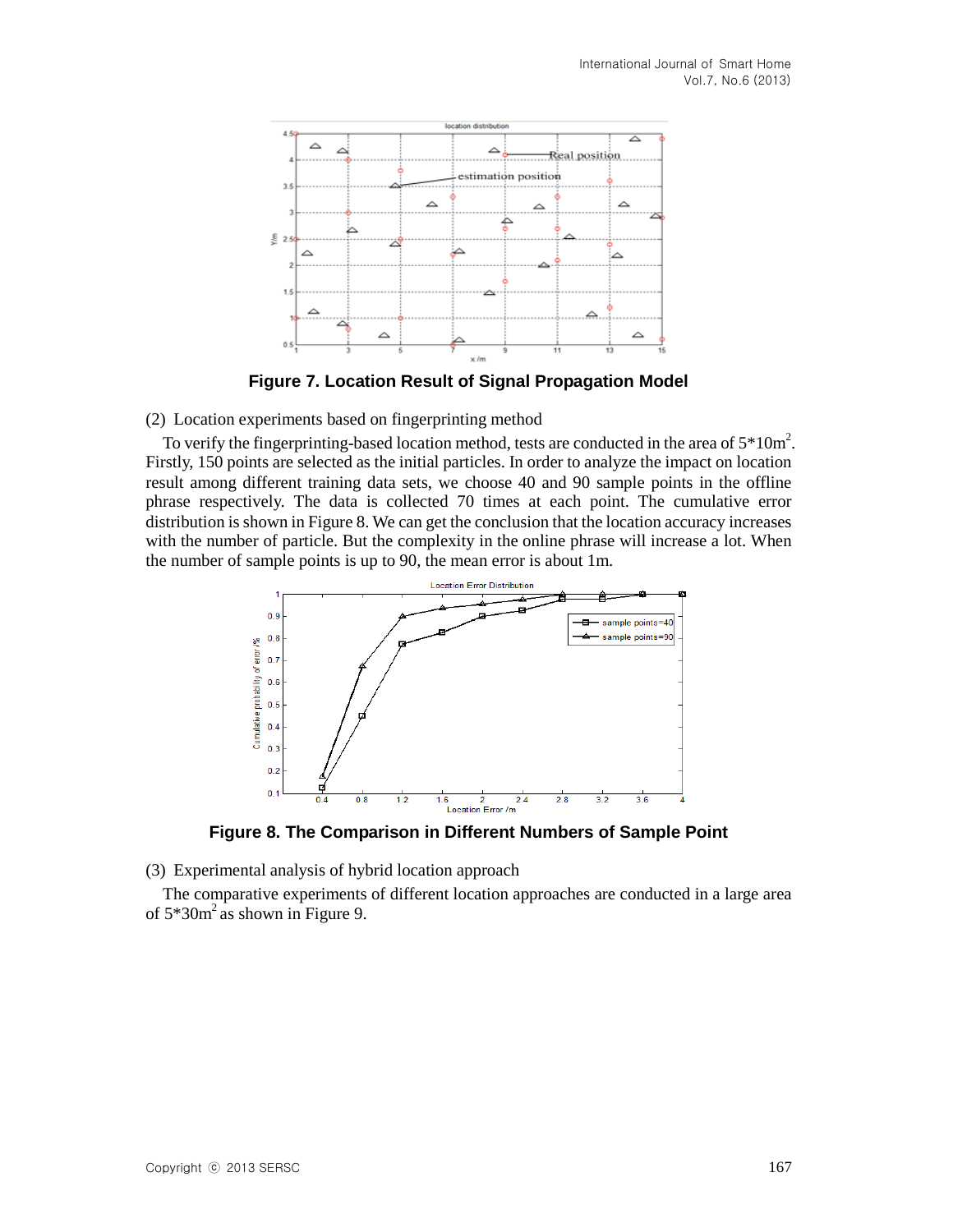**Figure 7. Location Result of Signal Propagation Model**

(2) Location experiments based on fingerprinting method

To verify the fingerprinting-based location method, tests are conducted in the area of $5*10m^2$. Firstly, 150 points are selected as the initial particles. In order to analyze the impact on location result among different training data sets, we choose 40 and 90 sample points in the offline phrase respectively. The data is collected 70 times at each point. The cumulative error distribution is shown in Figure 8. We can get the conclusion that the location accuracy increases with the number of particle. But the complexity in the online phrase will increase a lot. When the number of sample points is up to 90, the mean error is about 1m.

**Figure 8. The Comparison in Different Numbers of Sample Point**

(3) Experimental analysis of hybrid location approach

The comparative experiments of different location approaches are conducted in a large area of $5*30m^2$ as shown in Figure 9.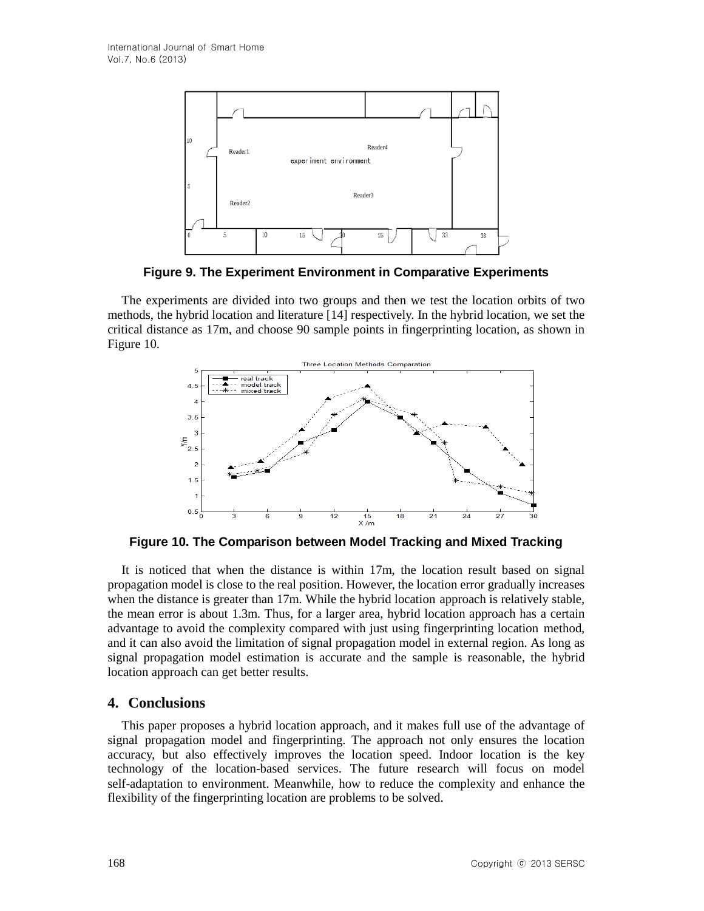**Figure 9. The Experiment Environment in Comparative Experiments**

The experiments are divided into two groups and then we test the location orbits of two methods, the hybrid location and literature [14] respectively. In the hybrid location, we set the critical distance as 17m, and choose 90 sample points in fingerprinting location, as shown in Figure 10.

**Figure 10. The Comparison between Model Tracking and Mixed Tracking**

It is noticed that when the distance is within 17m, the location result based on signal propagation model is close to the real position. However, the location error gradually increases when the distance is greater than 17m. While the hybrid location approach is relatively stable, the mean error is about 1.3m. Thus, for a larger area, hybrid location approach has a certain advantage to avoid the complexity compared with just using fingerprinting location method, and it can also avoid the limitation of signal propagation model in external region. As long as signal propagation model estimation is accurate and the sample is reasonable, the hybrid location approach can get better results.

## 4. Conclusions

This paper proposes a hybrid location approach, and it makes full use of the advantage of signal propagation model and fingerprinting. The approach not only ensures the location accuracy, but also effectively improves the location speed. Indoor location is the key technology of the location-based services. The future research will focus on model self-adaptation to environment. Meanwhile, how to reduce the complexity and enhance the flexibility of the fingerprinting location are problems to be solved.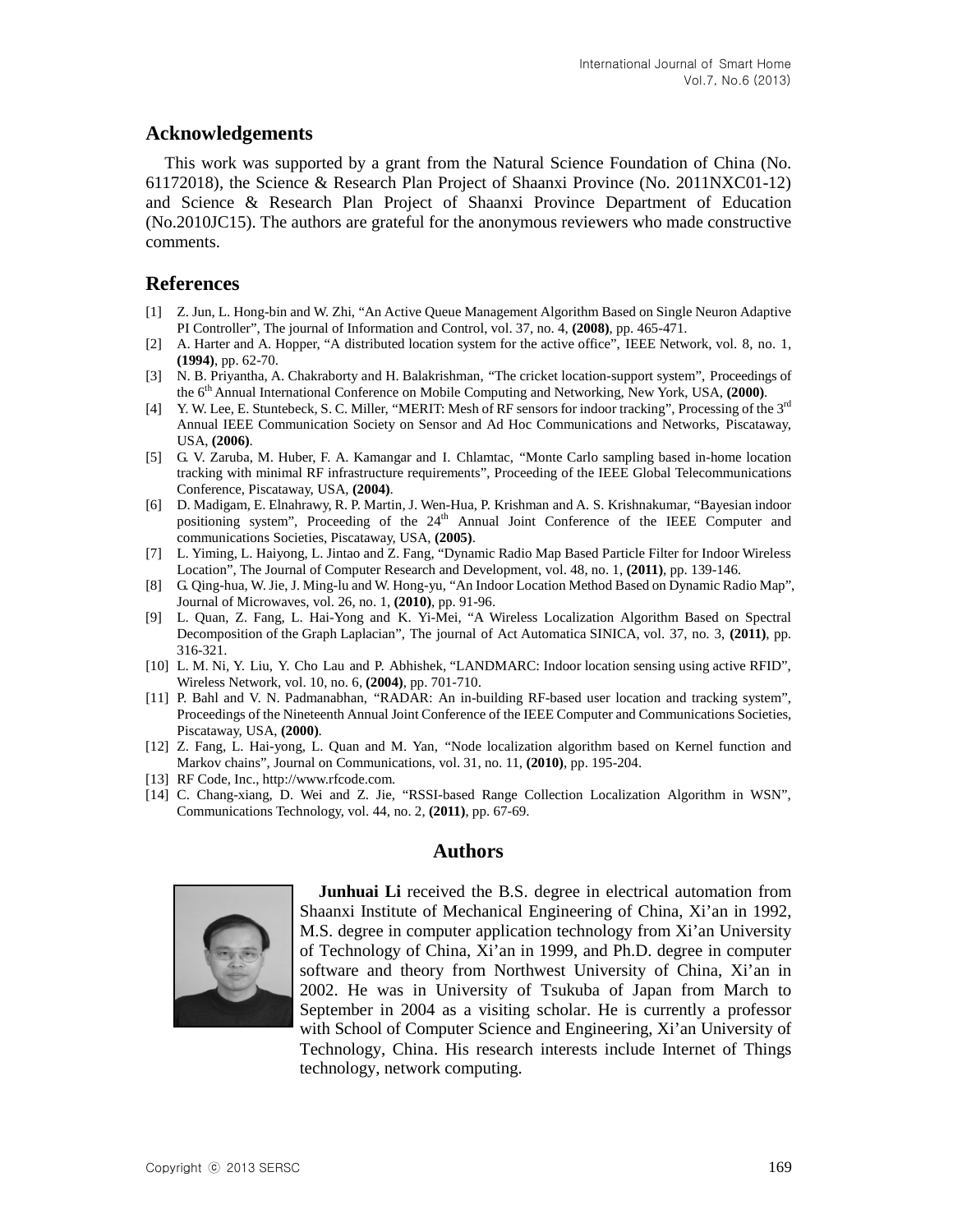## Acknowledgements

This work was supported by a grant from the Natural Science Foundation of China (No. 61172018), the Science & Research Plan Project of Shaanxi Province (No. 2011NXC01-12) and Science & Research Plan Project of Shaanxi Province Department of Education (No.2010JC15). The authors are grateful for the anonymous reviewers who made constructive comments.

## References

[1] Z. Jun, L. Hong-bin and W. Zhi, "An Active Queue Management Algorithm Based on Single Neuron Adaptive PI Controller", The journal of Information and Control, vol. 37, no. 4, **(2008)**, pp. 465-471.

[2] A. Harter and A. Hopper, "A distributed location system for the active office", IEEE Network, vol. 8, no. 1, **(1994)**, pp. 62-70.

[3] N. B. Priyantha, A. Chakraborty and H. Balakrishman, "The cricket location-support system", Proceedings of the 6th Annual International Conference on Mobile Computing and Networking, New York, USA, **(2000)**.

[4] Y. W. Lee, E. Stuntebeck, S. C. Miller, "MERIT: Mesh of RF sensors for indoor tracking", Processing of the 3rd Annual IEEE Communication Society on Sensor and Ad Hoc Communications and Networks, Piscataway, USA, **(2006)**.

[5] G. V. Zaruba, M. Huber, F. A. Kamangar and I. Chlamtac, "Monte Carlo sampling based in-home location tracking with minimal RF infrastructure requirements", Proceeding of the IEEE Global Telecommunications Conference, Piscataway, USA, **(2004)**.

[6] D. Madigam, E. Elnahrawy, R. P. Martin, J. Wen-Hua, P. Krishman and A. S. Krishnakumar, "Bayesian indoor positioning system", Proceeding of the 24th Annual Joint Conference of the IEEE Computer and communications Societies, Piscataway, USA, **(2005)**.

[7] L. Yiming, L. Haiyong, L. Jintao and Z. Fang, "Dynamic Radio Map Based Particle Filter for Indoor Wireless Location", The Journal of Computer Research and Development, vol. 48, no. 1, **(2011)**, pp. 139-146.

[8] G. Qing-hua, W. Jie, J. Ming-lu and W. Hong-yu, "An Indoor Location Method Based on Dynamic Radio Map", Journal of Microwaves, vol. 26, no. 1, **(2010)**, pp. 91-96.

[9] L. Quan, Z. Fang, L. Hai-Yong and K. Yi-Mei, "A Wireless Localization Algorithm Based on Spectral Decomposition of the Graph Laplacian", The journal of Act Automatica SINICA, vol. 37, no. 3, **(2011)**, pp. 316-321.

[10] L. M. Ni, Y. Liu, Y. Cho Lau and P. Abhishek, "LANDMARC: Indoor location sensing using active RFID", Wireless Network, vol. 10, no. 6, **(2004)**, pp. 701-710.

[11] P. Bahl and V. N. Padmanabhan, "RADAR: An in-building RF-based user location and tracking system", Proceedings of the Nineteenth Annual Joint Conference of the IEEE Computer and Communications Societies, Piscataway, USA, **(2000)**.

[12] Z. Fang, L. Hai-yong, L. Quan and M. Yan, "Node localization algorithm based on Kernel function and Markov chains", Journal on Communications, vol. 31, no. 11, **(2010)**, pp. 195-204.

[13] RF Code, Inc., http://www.rfcode.com.

[14] C. Chang-xiang, D. Wei and Z. Jie, "RSSI-based Range Collection Localization Algorithm in WSN", Communications Technology, vol. 44, no. 2, **(2011)**, pp. 67-69.

## Authors

**Junhuai Li** received the B.S. degree in electrical automation from Shaanxi Institute of Mechanical Engineering of China, Xi'an in 1992, M.S. degree in computer application technology from Xi'an University of Technology of China, Xi'an in 1999, and Ph.D. degree in computer software and theory from Northwest University of China, Xi'an in 2002. He was in University of Tsukuba of Japan from March to September in 2004 as a visiting scholar. He is currently a professor with School of Computer Science and Engineering, Xi'an University of Technology, China. His research interests include Internet of Things technology, network computing.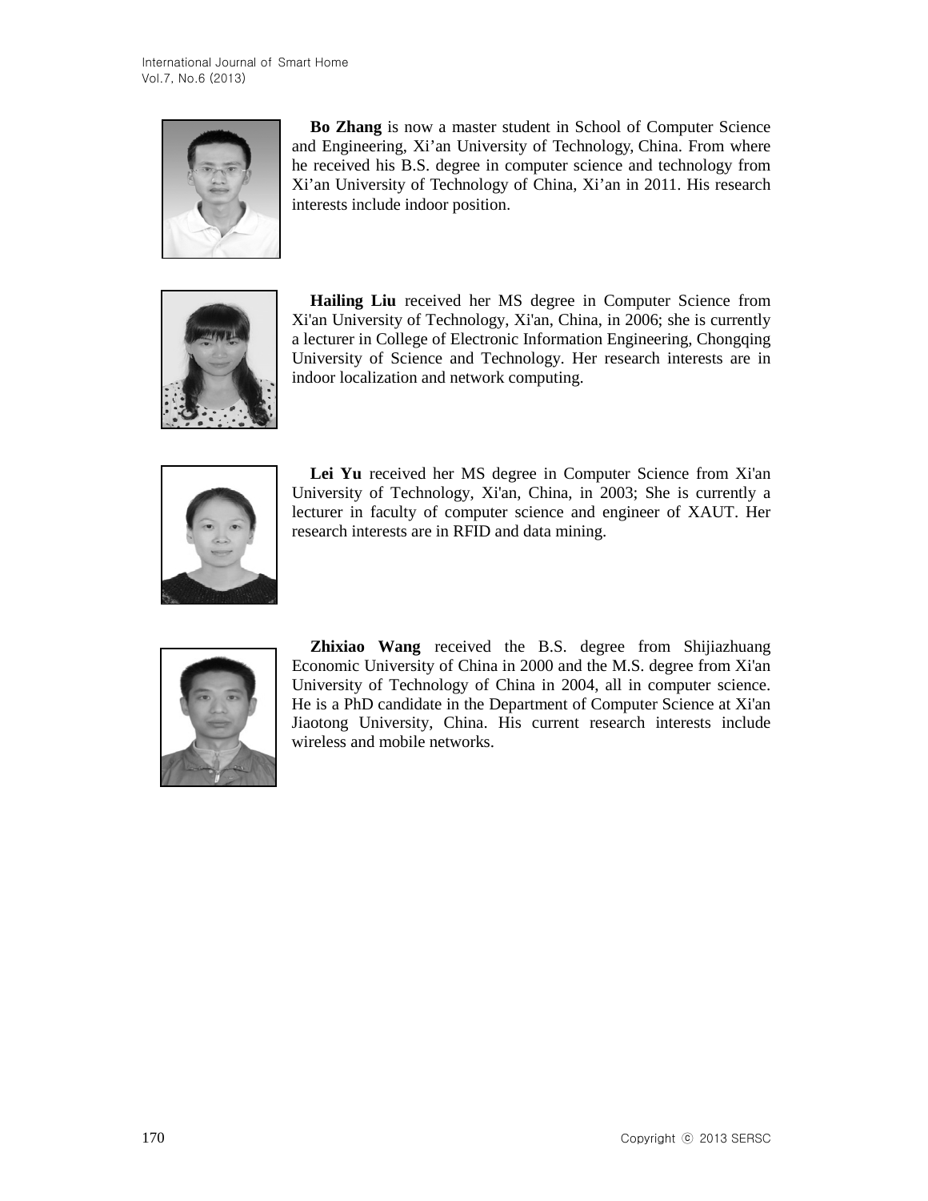**Bo Zhang** is now a master student in School of Computer Science and Engineering, Xi'an University of Technology, China. From where he received his B.S. degree in computer science and technology from Xi'an University of Technology of China, Xi'an in 2011. His research interests include indoor position.

**Hailing Liu** received her MS degree in Computer Science from Xi'an University of Technology, Xi'an, China, in 2006; she is currently a lecturer in College of Electronic Information Engineering, Chongqing University of Science and Technology. Her research interests are in indoor localization and network computing.

**Lei Yu** received her MS degree in Computer Science from Xi'an University of Technology, Xi'an, China, in 2003; She is currently a lecturer in faculty of computer science and engineer of XAUT. Her research interests are in RFID and data mining.

**Zhixiao Wang** received the B.S. degree from Shijiazhuang Economic University of China in 2000 and the M.S. degree from Xi'an University of Technology of China in 2004, all in computer science. He is a PhD candidate in the Department of Computer Science at Xi'an Jiaotong University, China. His current research interests include wireless and mobile networks.